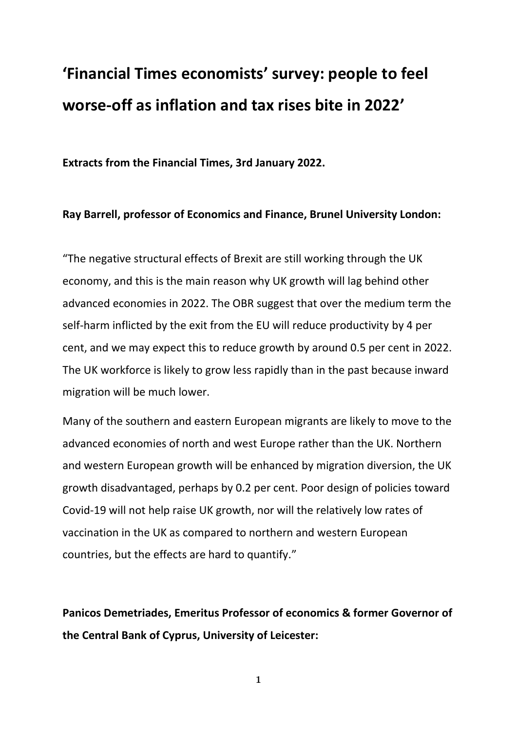# ‘Financial Times economists’ survey: people to feel worse-off as inflation and tax rises bite in 2022’

**Extracts from the Financial Times, 3rd January 2022.**

**Ray Barrell, professor of Economics and Finance, Brunel University London:**

“The negative structural effects of Brexit are still working through the UK economy, and this is the main reason why UK growth will lag behind other advanced economies in 2022. The OBR suggest that over the medium term the self-harm inflicted by the exit from the EU will reduce productivity by 4 per cent, and we may expect this to reduce growth by around 0.5 per cent in 2022. The UK workforce is likely to grow less rapidly than in the past because inward migration will be much lower.

Many of the southern and eastern European migrants are likely to move to the advanced economies of north and west Europe rather than the UK. Northern and western European growth will be enhanced by migration diversion, the UK growth disadvantaged, perhaps by 0.2 per cent. Poor design of policies toward Covid-19 will not help raise UK growth, nor will the relatively low rates of vaccination in the UK as compared to northern and western European countries, but the effects are hard to quantify.”

**Panicos Demetriades, Emeritus Professor of economics & former Governor of the Central Bank of Cyprus, University of Leicester:**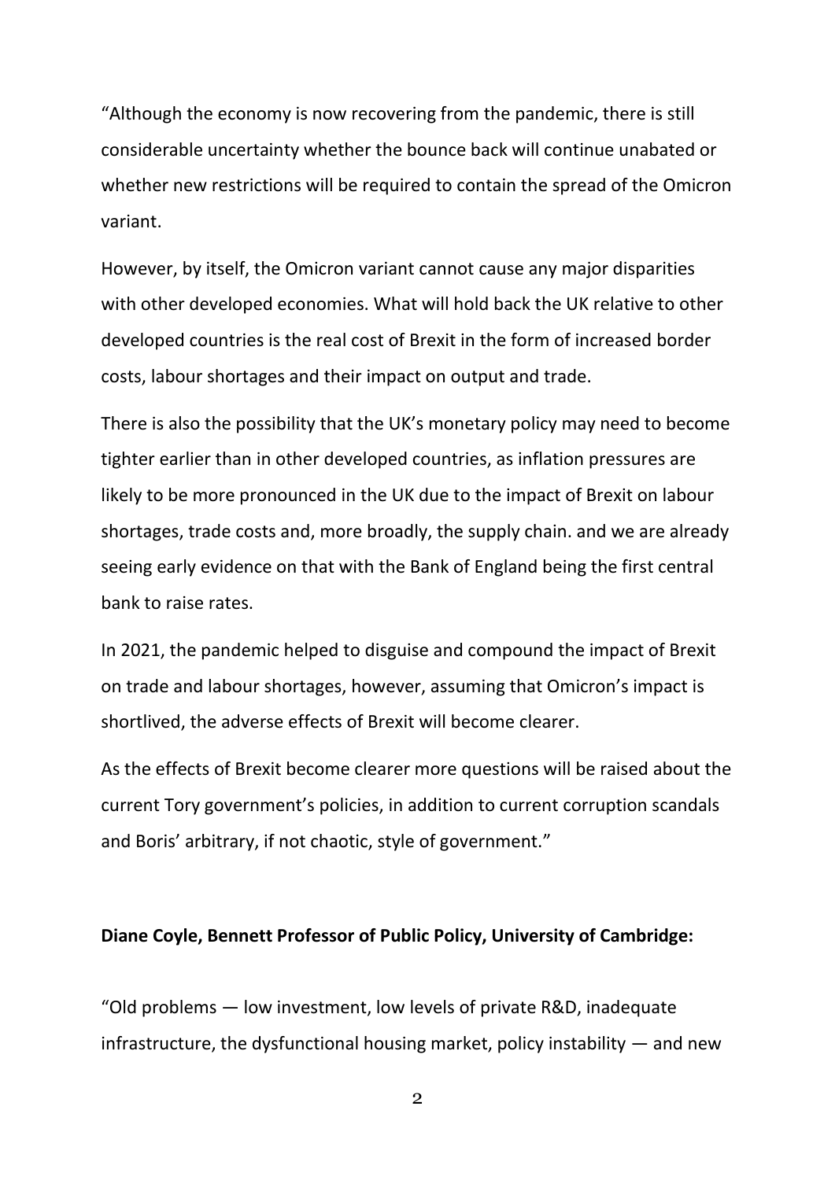"Although the economy is now recovering from the pandemic, there is still considerable uncertainty whether the bounce back will continue unabated or whether new restrictions will be required to contain the spread of the Omicron variant.

However, by itself, the Omicron variant cannot cause any major disparities with other developed economies. What will hold back the UK relative to other developed countries is the real cost of Brexit in the form of increased border costs, labour shortages and their impact on output and trade.

There is also the possibility that the UK's monetary policy may need to become tighter earlier than in other developed countries, as inflation pressures are likely to be more pronounced in the UK due to the impact of Brexit on labour shortages, trade costs and, more broadly, the supply chain. and we are already seeing early evidence on that with the Bank of England being the first central bank to raise rates.

In 2021, the pandemic helped to disguise and compound the impact of Brexit on trade and labour shortages, however, assuming that Omicron's impact is shortlived, the adverse effects of Brexit will become clearer.

As the effects of Brexit become clearer more questions will be raised about the current Tory government's policies, in addition to current corruption scandals and Boris' arbitrary, if not chaotic, style of government."

**Diane Coyle, Bennett Professor of Public Policy, University of Cambridge:**

"Old problems — low investment, low levels of private R&D, inadequate infrastructure, the dysfunctional housing market, policy instability — and new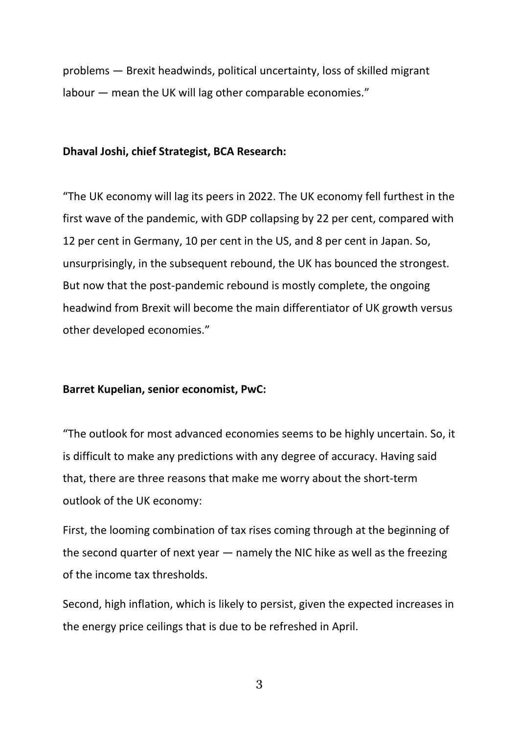problems — Brexit headwinds, political uncertainty, loss of skilled migrant labour — mean the UK will lag other comparable economies."

**Dhaval Joshi, chief Strategist, BCA Research:**

"The UK economy will lag its peers in 2022. The UK economy fell furthest in the first wave of the pandemic, with GDP collapsing by 22 per cent, compared with 12 per cent in Germany, 10 per cent in the US, and 8 per cent in Japan. So, unsurprisingly, in the subsequent rebound, the UK has bounced the strongest. But now that the post-pandemic rebound is mostly complete, the ongoing headwind from Brexit will become the main differentiator of UK growth versus other developed economies."

**Barret Kupelian, senior economist, PwC:**

"The outlook for most advanced economies seems to be highly uncertain. So, it is difficult to make any predictions with any degree of accuracy. Having said that, there are three reasons that make me worry about the short-term outlook of the UK economy:

First, the looming combination of tax rises coming through at the beginning of the second quarter of next year — namely the NIC hike as well as the freezing of the income tax thresholds.

Second, high inflation, which is likely to persist, given the expected increases in the energy price ceilings that is due to be refreshed in April.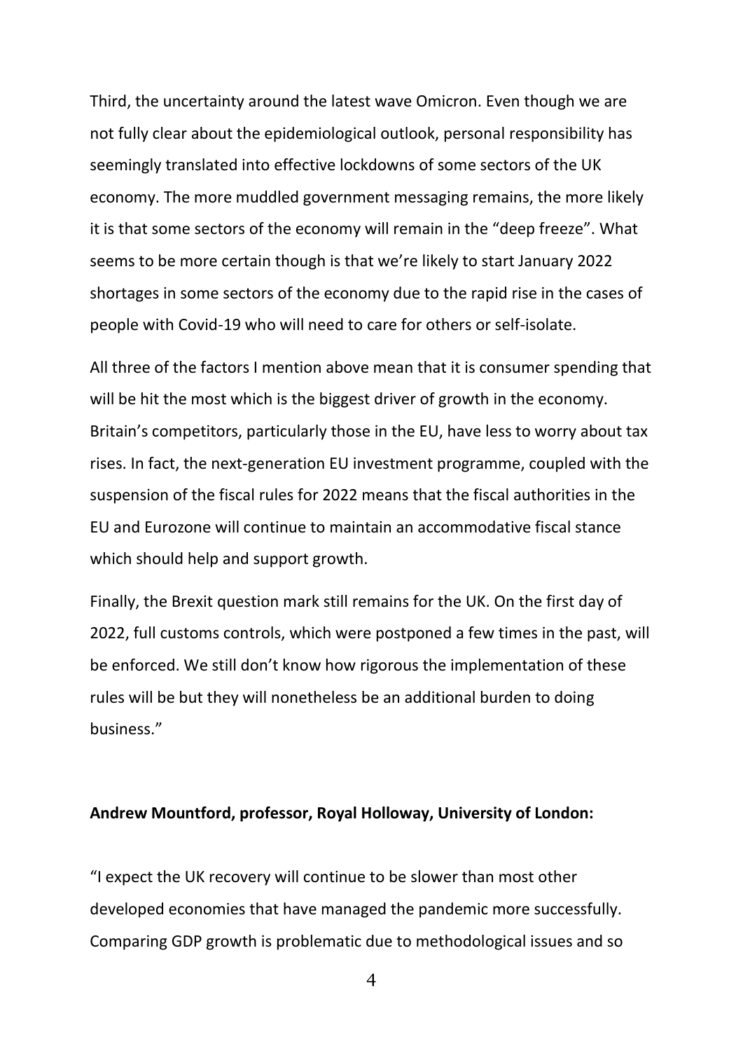Third, the uncertainty around the latest wave Omicron. Even though we are not fully clear about the epidemiological outlook, personal responsibility has seemingly translated into effective lockdowns of some sectors of the UK economy. The more muddled government messaging remains, the more likely it is that some sectors of the economy will remain in the "deep freeze". What seems to be more certain though is that we're likely to start January 2022 shortages in some sectors of the economy due to the rapid rise in the cases of people with Covid-19 who will need to care for others or self-isolate.

All three of the factors I mention above mean that it is consumer spending that will be hit the most which is the biggest driver of growth in the economy. Britain's competitors, particularly those in the EU, have less to worry about tax rises. In fact, the next-generation EU investment programme, coupled with the suspension of the fiscal rules for 2022 means that the fiscal authorities in the EU and Eurozone will continue to maintain an accommodative fiscal stance which should help and support growth.

Finally, the Brexit question mark still remains for the UK. On the first day of 2022, full customs controls, which were postponed a few times in the past, will be enforced. We still don't know how rigorous the implementation of these rules will be but they will nonetheless be an additional burden to doing business."

**Andrew Mountford, professor, Royal Holloway, University of London:**

"I expect the UK recovery will continue to be slower than most other developed economies that have managed the pandemic more successfully. Comparing GDP growth is problematic due to methodological issues and so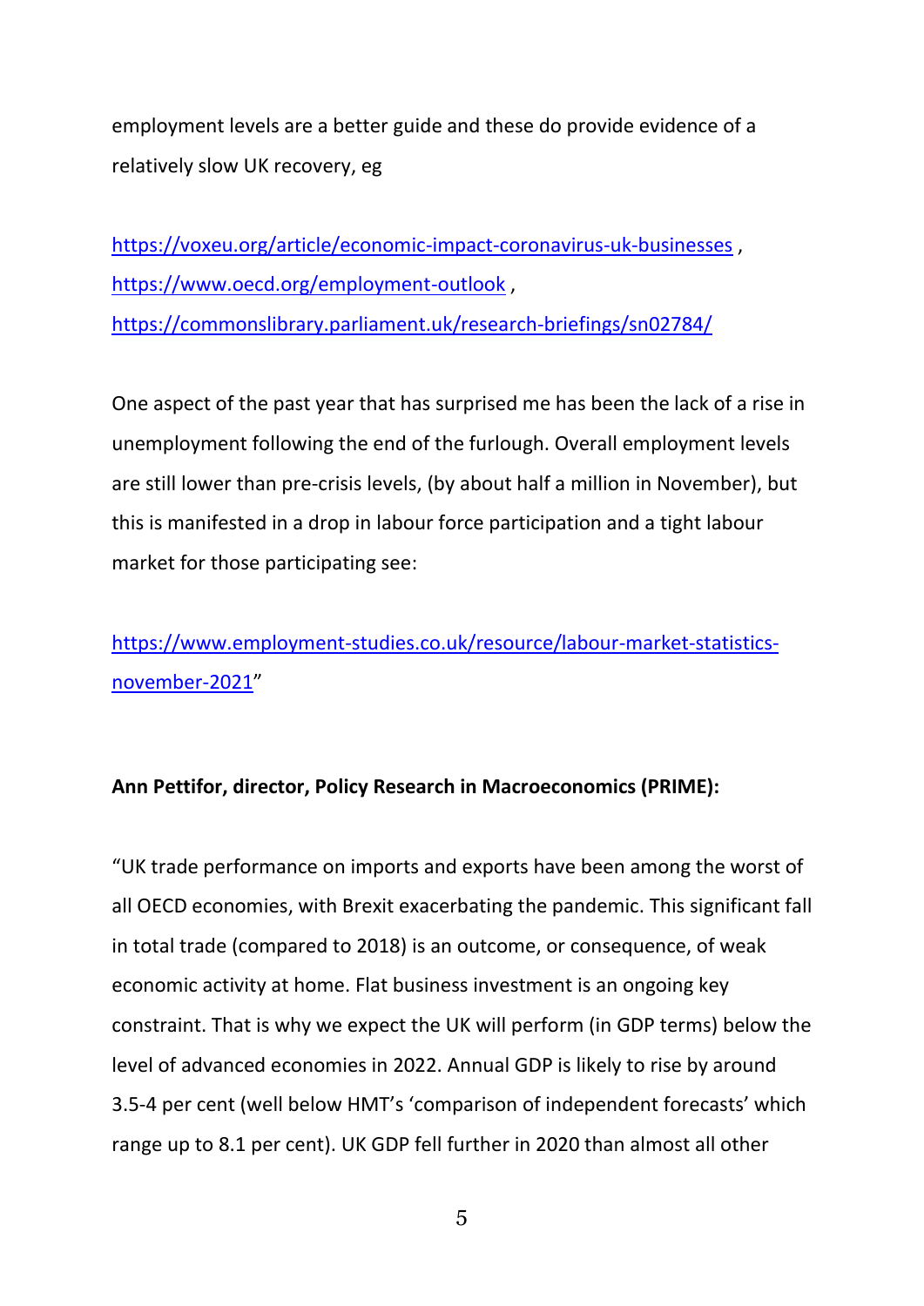employment levels are a better guide and these do provide evidence of a relatively slow UK recovery, eg

https://voxeu.org/article/economic-impact-coronavirus-uk-businesses , https://www.oecd.org/employment-outlook , https://commonslibrary.parliament.uk/research-briefings/sn02784/

One aspect of the past year that has surprised me has been the lack of a rise in unemployment following the end of the furlough. Overall employment levels are still lower than pre-crisis levels, (by about half a million in November), but this is manifested in a drop in labour force participation and a tight labour market for those participating see:

https://www.employment-studies.co.uk/resource/labour-market-statistics-november-2021"

**Ann Pettifor, director, Policy Research in Macroeconomics (PRIME):**

"UK trade performance on imports and exports have been among the worst of all OECD economies, with Brexit exacerbating the pandemic. This significant fall in total trade (compared to 2018) is an outcome, or consequence, of weak economic activity at home. Flat business investment is an ongoing key constraint. That is why we expect the UK will perform (in GDP terms) below the level of advanced economies in 2022. Annual GDP is likely to rise by around 3.5-4 per cent (well below HMT's 'comparison of independent forecasts' which range up to 8.1 per cent). UK GDP fell further in 2020 than almost all other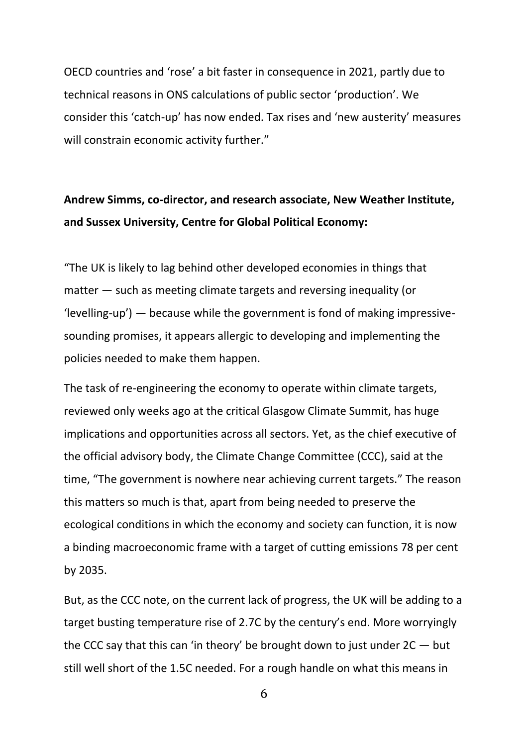OECD countries and 'rose' a bit faster in consequence in 2021, partly due to technical reasons in ONS calculations of public sector 'production'. We consider this 'catch-up' has now ended. Tax rises and 'new austerity' measures will constrain economic activity further."

**Andrew Simms, co-director, and research associate, New Weather Institute, and Sussex University, Centre for Global Political Economy:**

"The UK is likely to lag behind other developed economies in things that matter — such as meeting climate targets and reversing inequality (or 'levelling-up') — because while the government is fond of making impressive-sounding promises, it appears allergic to developing and implementing the policies needed to make them happen.

The task of re-engineering the economy to operate within climate targets, reviewed only weeks ago at the critical Glasgow Climate Summit, has huge implications and opportunities across all sectors. Yet, as the chief executive of the official advisory body, the Climate Change Committee (CCC), said at the time, "The government is nowhere near achieving current targets." The reason this matters so much is that, apart from being needed to preserve the ecological conditions in which the economy and society can function, it is now a binding macroeconomic frame with a target of cutting emissions 78 per cent by 2035.

But, as the CCC note, on the current lack of progress, the UK will be adding to a target busting temperature rise of 2.7C by the century's end. More worryingly the CCC say that this can 'in theory' be brought down to just under 2C — but still well short of the 1.5C needed. For a rough handle on what this means in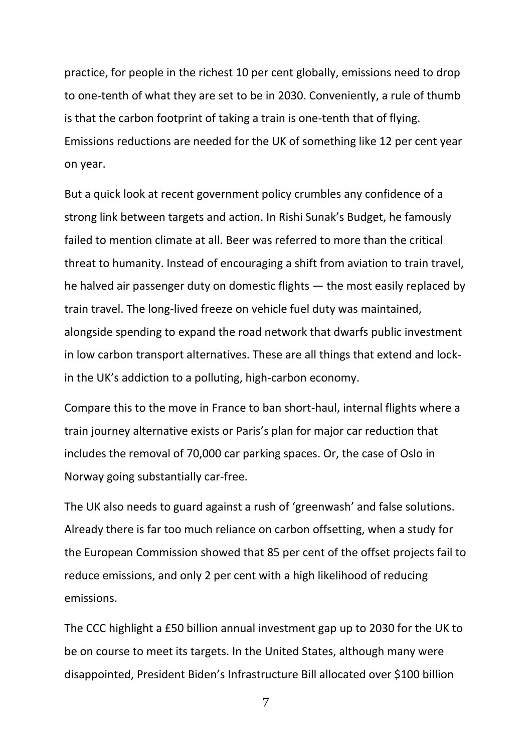practice, for people in the richest 10 per cent globally, emissions need to drop to one-tenth of what they are set to be in 2030. Conveniently, a rule of thumb is that the carbon footprint of taking a train is one-tenth that of flying. Emissions reductions are needed for the UK of something like 12 per cent year on year.

But a quick look at recent government policy crumbles any confidence of a strong link between targets and action. In Rishi Sunak's Budget, he famously failed to mention climate at all. Beer was referred to more than the critical threat to humanity. Instead of encouraging a shift from aviation to train travel, he halved air passenger duty on domestic flights — the most easily replaced by train travel. The long-lived freeze on vehicle fuel duty was maintained, alongside spending to expand the road network that dwarfs public investment in low carbon transport alternatives. These are all things that extend and lock-in the UK's addiction to a polluting, high-carbon economy.

Compare this to the move in France to ban short-haul, internal flights where a train journey alternative exists or Paris's plan for major car reduction that includes the removal of 70,000 car parking spaces. Or, the case of Oslo in Norway going substantially car-free.

The UK also needs to guard against a rush of 'greenwash' and false solutions. Already there is far too much reliance on carbon offsetting, when a study for the European Commission showed that 85 per cent of the offset projects fail to reduce emissions, and only 2 per cent with a high likelihood of reducing emissions.

The CCC highlight a £50 billion annual investment gap up to 2030 for the UK to be on course to meet its targets. In the United States, although many were disappointed, President Biden's Infrastructure Bill allocated over $100 billion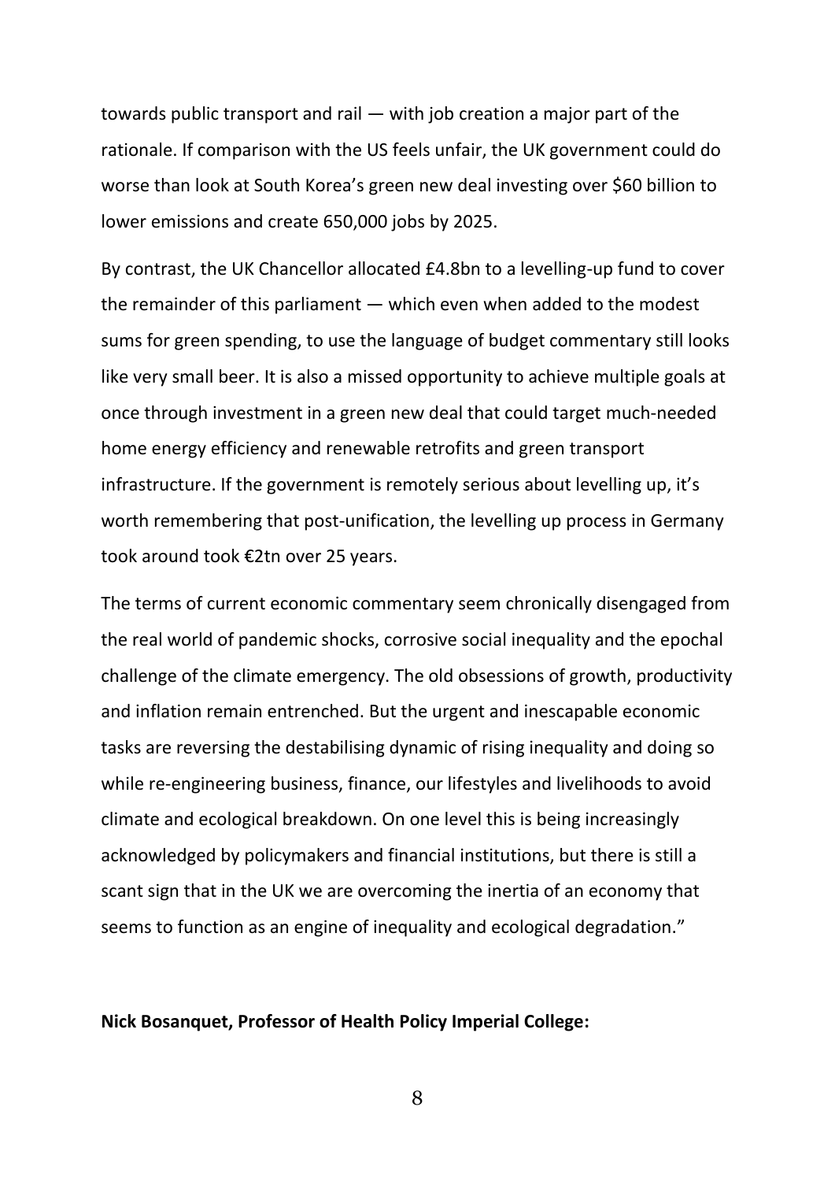towards public transport and rail — with job creation a major part of the rationale. If comparison with the US feels unfair, the UK government could do worse than look at South Korea's green new deal investing over $60 billion to lower emissions and create 650,000 jobs by 2025.

By contrast, the UK Chancellor allocated £4.8bn to a levelling-up fund to cover the remainder of this parliament — which even when added to the modest sums for green spending, to use the language of budget commentary still looks like very small beer. It is also a missed opportunity to achieve multiple goals at once through investment in a green new deal that could target much-needed home energy efficiency and renewable retrofits and green transport infrastructure. If the government is remotely serious about levelling up, it's worth remembering that post-unification, the levelling up process in Germany took around took €2tn over 25 years.

The terms of current economic commentary seem chronically disengaged from the real world of pandemic shocks, corrosive social inequality and the epochal challenge of the climate emergency. The old obsessions of growth, productivity and inflation remain entrenched. But the urgent and inescapable economic tasks are reversing the destabilising dynamic of rising inequality and doing so while re-engineering business, finance, our lifestyles and livelihoods to avoid climate and ecological breakdown. On one level this is being increasingly acknowledged by policymakers and financial institutions, but there is still a scant sign that in the UK we are overcoming the inertia of an economy that seems to function as an engine of inequality and ecological degradation."

**Nick Bosanquet, Professor of Health Policy Imperial College:**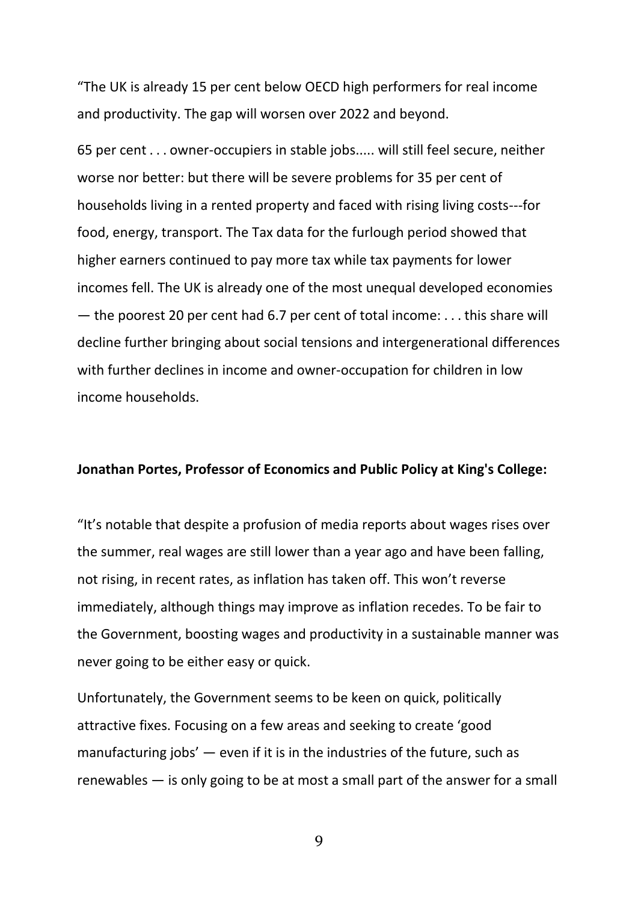"The UK is already 15 per cent below OECD high performers for real income and productivity. The gap will worsen over 2022 and beyond.

65 per cent . . . owner-occupiers in stable jobs..... will still feel secure, neither worse nor better: but there will be severe problems for 35 per cent of households living in a rented property and faced with rising living costs---for food, energy, transport. The Tax data for the furlough period showed that higher earners continued to pay more tax while tax payments for lower incomes fell. The UK is already one of the most unequal developed economies — the poorest 20 per cent had 6.7 per cent of total income: . . . this share will decline further bringing about social tensions and intergenerational differences with further declines in income and owner-occupation for children in low income households.

**Jonathan Portes, Professor of Economics and Public Policy at King's College:**

"It's notable that despite a profusion of media reports about wages rises over the summer, real wages are still lower than a year ago and have been falling, not rising, in recent rates, as inflation has taken off. This won't reverse immediately, although things may improve as inflation recedes. To be fair to the Government, boosting wages and productivity in a sustainable manner was never going to be either easy or quick.

Unfortunately, the Government seems to be keen on quick, politically attractive fixes. Focusing on a few areas and seeking to create 'good manufacturing jobs' — even if it is in the industries of the future, such as renewables — is only going to be at most a small part of the answer for a small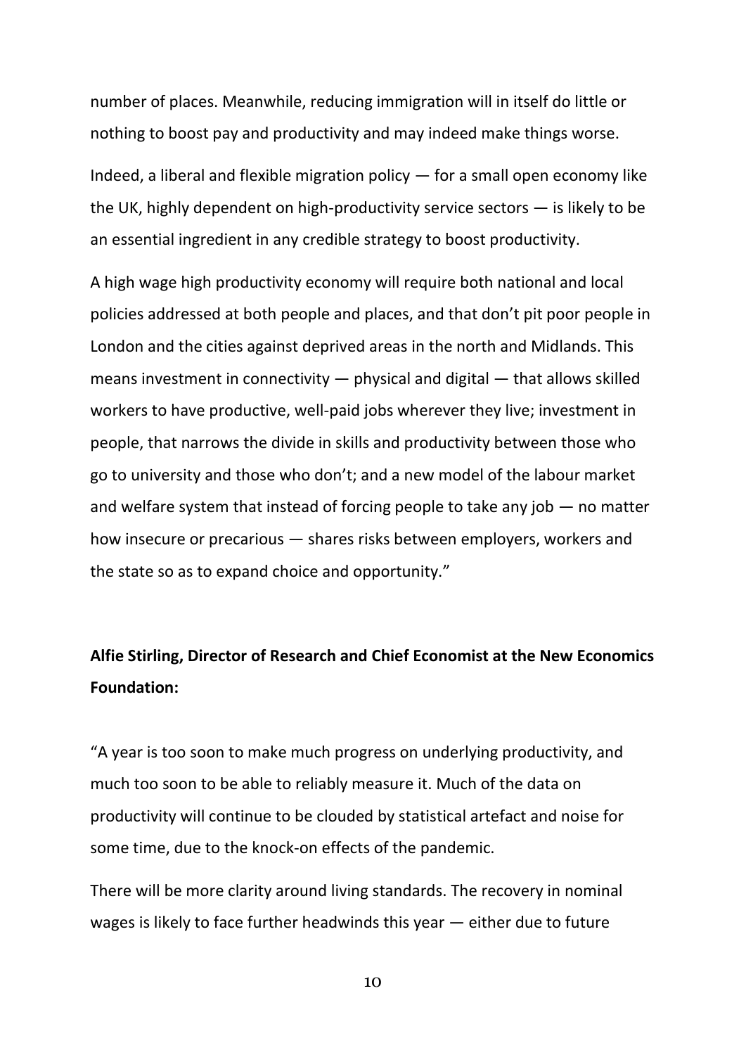number of places. Meanwhile, reducing immigration will in itself do little or nothing to boost pay and productivity and may indeed make things worse.

Indeed, a liberal and flexible migration policy — for a small open economy like the UK, highly dependent on high-productivity service sectors — is likely to be an essential ingredient in any credible strategy to boost productivity.

A high wage high productivity economy will require both national and local policies addressed at both people and places, and that don't pit poor people in London and the cities against deprived areas in the north and Midlands. This means investment in connectivity — physical and digital — that allows skilled workers to have productive, well-paid jobs wherever they live; investment in people, that narrows the divide in skills and productivity between those who go to university and those who don't; and a new model of the labour market and welfare system that instead of forcing people to take any job — no matter how insecure or precarious — shares risks between employers, workers and the state so as to expand choice and opportunity."

**Alfie Stirling, Director of Research and Chief Economist at the New Economics Foundation:**

"A year is too soon to make much progress on underlying productivity, and much too soon to be able to reliably measure it. Much of the data on productivity will continue to be clouded by statistical artefact and noise for some time, due to the knock-on effects of the pandemic.

There will be more clarity around living standards. The recovery in nominal wages is likely to face further headwinds this year — either due to future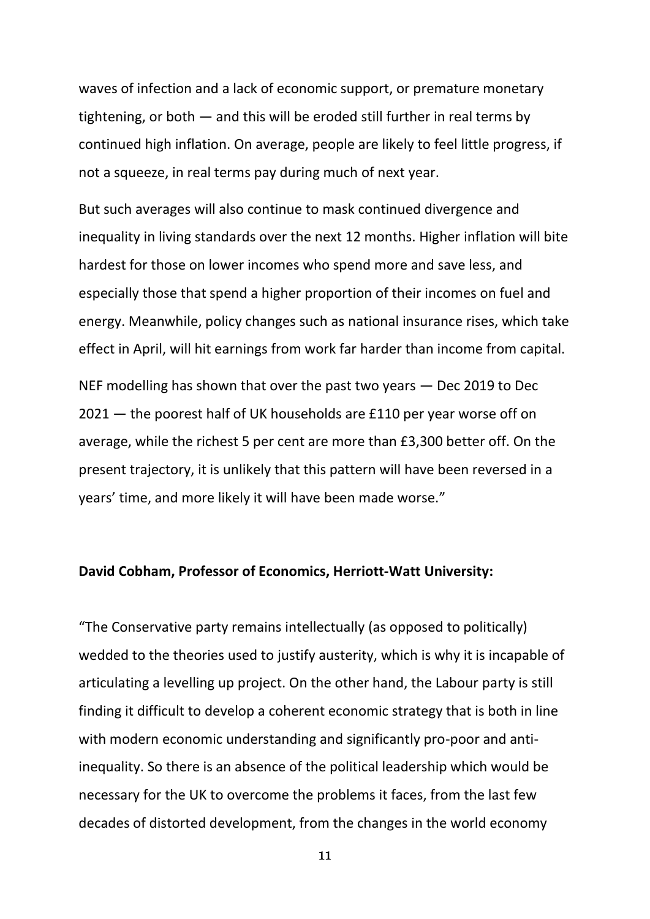waves of infection and a lack of economic support, or premature monetary tightening, or both — and this will be eroded still further in real terms by continued high inflation. On average, people are likely to feel little progress, if not a squeeze, in real terms pay during much of next year.

But such averages will also continue to mask continued divergence and inequality in living standards over the next 12 months. Higher inflation will bite hardest for those on lower incomes who spend more and save less, and especially those that spend a higher proportion of their incomes on fuel and energy. Meanwhile, policy changes such as national insurance rises, which take effect in April, will hit earnings from work far harder than income from capital.

NEF modelling has shown that over the past two years — Dec 2019 to Dec 2021 — the poorest half of UK households are £110 per year worse off on average, while the richest 5 per cent are more than £3,300 better off. On the present trajectory, it is unlikely that this pattern will have been reversed in a years' time, and more likely it will have been made worse."

**David Cobham, Professor of Economics, Herriott-Watt University:**

"The Conservative party remains intellectually (as opposed to politically) wedded to the theories used to justify austerity, which is why it is incapable of articulating a levelling up project. On the other hand, the Labour party is still finding it difficult to develop a coherent economic strategy that is both in line with modern economic understanding and significantly pro-poor and anti-inequality. So there is an absence of the political leadership which would be necessary for the UK to overcome the problems it faces, from the last few decades of distorted development, from the changes in the world economy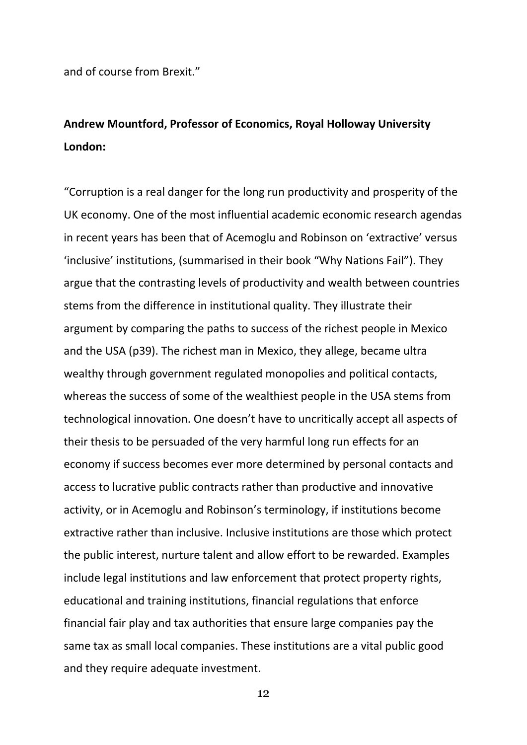and of course from Brexit."

**Andrew Mountford, Professor of Economics, Royal Holloway University London:**

"Corruption is a real danger for the long run productivity and prosperity of the UK economy. One of the most influential academic economic research agendas in recent years has been that of Acemoglu and Robinson on 'extractive' versus 'inclusive' institutions, (summarised in their book "Why Nations Fail"). They argue that the contrasting levels of productivity and wealth between countries stems from the difference in institutional quality. They illustrate their argument by comparing the paths to success of the richest people in Mexico and the USA (p39). The richest man in Mexico, they allege, became ultra wealthy through government regulated monopolies and political contacts, whereas the success of some of the wealthiest people in the USA stems from technological innovation. One doesn't have to uncritically accept all aspects of their thesis to be persuaded of the very harmful long run effects for an economy if success becomes ever more determined by personal contacts and access to lucrative public contracts rather than productive and innovative activity, or in Acemoglu and Robinson's terminology, if institutions become extractive rather than inclusive. Inclusive institutions are those which protect the public interest, nurture talent and allow effort to be rewarded. Examples include legal institutions and law enforcement that protect property rights, educational and training institutions, financial regulations that enforce financial fair play and tax authorities that ensure large companies pay the same tax as small local companies. These institutions are a vital public good and they require adequate investment.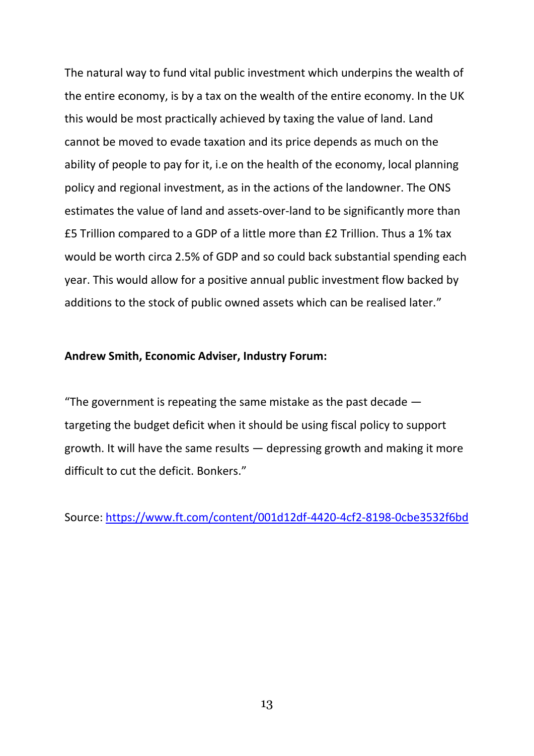The natural way to fund vital public investment which underpins the wealth of the entire economy, is by a tax on the wealth of the entire economy. In the UK this would be most practically achieved by taxing the value of land. Land cannot be moved to evade taxation and its price depends as much on the ability of people to pay for it, i.e on the health of the economy, local planning policy and regional investment, as in the actions of the landowner. The ONS estimates the value of land and assets-over-land to be significantly more than £5 Trillion compared to a GDP of a little more than £2 Trillion. Thus a 1% tax would be worth circa 2.5% of GDP and so could back substantial spending each year. This would allow for a positive annual public investment flow backed by additions to the stock of public owned assets which can be realised later."

**Andrew Smith, Economic Adviser, Industry Forum:**

"The government is repeating the same mistake as the past decade — targeting the budget deficit when it should be using fiscal policy to support growth. It will have the same results — depressing growth and making it more difficult to cut the deficit. Bonkers."

Source: https://www.ft.com/content/001d12df-4420-4cf2-8198-0cbe3532f6bd